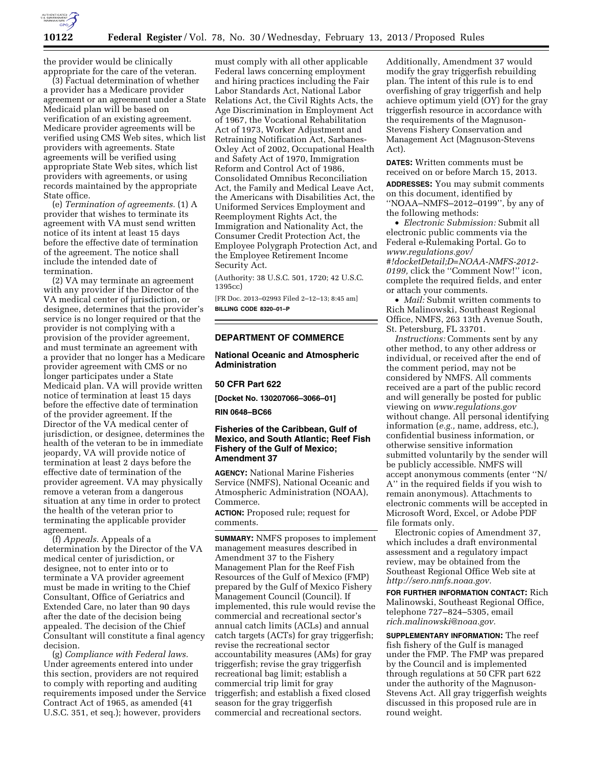the provider would be clinically appropriate for the care of the veteran.

(3) Factual determination of whether a provider has a Medicare provider agreement or an agreement under a State Medicaid plan will be based on verification of an existing agreement. Medicare provider agreements will be verified using CMS Web sites, which list providers with agreements. State agreements will be verified using appropriate State Web sites, which list providers with agreements, or using records maintained by the appropriate State office.

(e) *Termination of agreements.* (1) A provider that wishes to terminate its agreement with VA must send written notice of its intent at least 15 days before the effective date of termination of the agreement. The notice shall include the intended date of termination.

(2) VA may terminate an agreement with any provider if the Director of the VA medical center of jurisdiction, or designee, determines that the provider's service is no longer required or that the provider is not complying with a provision of the provider agreement, and must terminate an agreement with a provider that no longer has a Medicare provider agreement with CMS or no longer participates under a State Medicaid plan. VA will provide written notice of termination at least 15 days before the effective date of termination of the provider agreement. If the Director of the VA medical center of jurisdiction, or designee, determines the health of the veteran to be in immediate jeopardy, VA will provide notice of termination at least 2 days before the effective date of termination of the provider agreement. VA may physically remove a veteran from a dangerous situation at any time in order to protect the health of the veteran prior to terminating the applicable provider agreement.

(f) *Appeals.* Appeals of a determination by the Director of the VA medical center of jurisdiction, or designee, not to enter into or to terminate a VA provider agreement must be made in writing to the Chief Consultant, Office of Geriatrics and Extended Care, no later than 90 days after the date of the decision being appealed. The decision of the Chief Consultant will constitute a final agency decision.

(g) *Compliance with Federal laws.* Under agreements entered into under this section, providers are not required to comply with reporting and auditing requirements imposed under the Service Contract Act of 1965, as amended (41 U.S.C. 351, et seq.); however, providers must comply with all other applicable Federal laws concerning employment and hiring practices including the Fair Labor Standards Act, National Labor Relations Act, the Civil Rights Acts, the Age Discrimination in Employment Act of 1967, the Vocational Rehabilitation Act of 1973, Worker Adjustment and Retraining Notification Act, Sarbanes-Oxley Act of 2002, Occupational Health and Safety Act of 1970, Immigration Reform and Control Act of 1986, Consolidated Omnibus Reconciliation Act, the Family and Medical Leave Act, the Americans with Disabilities Act, the Uniformed Services Employment and Reemployment Rights Act, the Immigration and Nationality Act, the Consumer Credit Protection Act, the Employee Polygraph Protection Act, and the Employee Retirement Income Security Act.

(Authority: 38 U.S.C. 501, 1720; 42 U.S.C. 1395cc)

[FR Doc. 2013–02993 Filed 2–12–13; 8:45 am]

**BILLING CODE 8320–01–P**

---

## DEPARTMENT OF COMMERCE

### National Oceanic and Atmospheric Administration

### 50 CFR Part 622

**[Docket No. 130207066–3066–01]**

**RIN 0648–BC66**

### Fisheries of the Caribbean, Gulf of Mexico, and South Atlantic; Reef Fish Fishery of the Gulf of Mexico; Amendment 37

**AGENCY:** National Marine Fisheries Service (NMFS), National Oceanic and Atmospheric Administration (NOAA), Commerce.

**ACTION:** Proposed rule; request for comments.

**SUMMARY:** NMFS proposes to implement management measures described in Amendment 37 to the Fishery Management Plan for the Reef Fish Resources of the Gulf of Mexico (FMP) prepared by the Gulf of Mexico Fishery Management Council (Council). If implemented, this rule would revise the commercial and recreational sector's annual catch limits (ACLs) and annual catch targets (ACTs) for gray triggerfish; revise the recreational sector accountability measures (AMs) for gray triggerfish; revise the gray triggerfish recreational bag limit; establish a commercial trip limit for gray triggerfish; and establish a fixed closed season for the gray triggerfish commercial and recreational sectors. Additionally, Amendment 37 would modify the gray triggerfish rebuilding plan. The intent of this rule is to end overfishing of gray triggerfish and help achieve optimum yield (OY) for the gray triggerfish resource in accordance with the requirements of the Magnuson-Stevens Fishery Conservation and Management Act (Magnuson-Stevens Act).

**DATES:** Written comments must be received on or before March 15, 2013.

**ADDRESSES:** You may submit comments on this document, identified by ''NOAA–NMFS–2012–0199'', by any of the following methods:

- *Electronic Submission:* Submit all electronic public comments via the Federal e-Rulemaking Portal. Go to *www.regulations.gov/#!docketDetail;D=NOAA-NMFS-2012-0199,* click the ''Comment Now!'' icon, complete the required fields, and enter or attach your comments.
- *Mail:* Submit written comments to Rich Malinowski, Southeast Regional Office, NMFS, 263 13th Avenue South, St. Petersburg, FL 33701.

*Instructions:* Comments sent by any other method, to any other address or individual, or received after the end of the comment period, may not be considered by NMFS. All comments received are a part of the public record and will generally be posted for public viewing on *www.regulations.gov* without change. All personal identifying information (*e.g.,* name, address, etc.), confidential business information, or otherwise sensitive information submitted voluntarily by the sender will be publicly accessible. NMFS will accept anonymous comments (enter ''N/A'' in the required fields if you wish to remain anonymous). Attachments to electronic comments will be accepted in Microsoft Word, Excel, or Adobe PDF file formats only.

Electronic copies of Amendment 37, which includes a draft environmental assessment and a regulatory impact review, may be obtained from the Southeast Regional Office Web site at *http://sero.nmfs.noaa.gov.*

**FOR FURTHER INFORMATION CONTACT:** Rich Malinowski, Southeast Regional Office, telephone 727–824–5305, email *rich.malinowski@noaa.gov.*

**SUPPLEMENTARY INFORMATION:** The reef fish fishery of the Gulf is managed under the FMP. The FMP was prepared by the Council and is implemented through regulations at 50 CFR part 622 under the authority of the Magnuson-Stevens Act. All gray triggerfish weights discussed in this proposed rule are in round weight.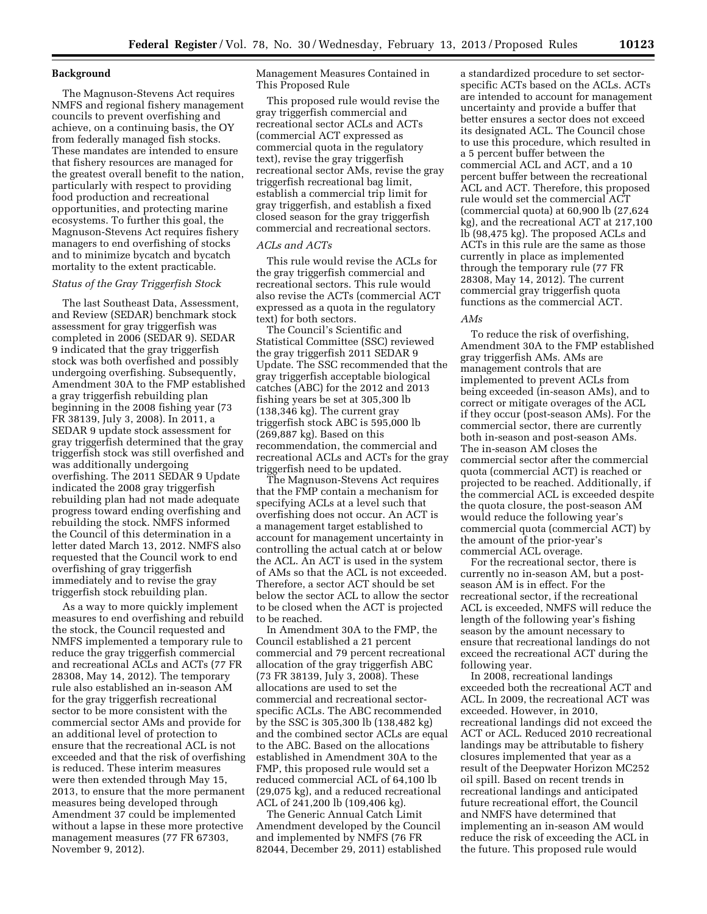## Background

The Magnuson-Stevens Act requires NMFS and regional fishery management councils to prevent overfishing and achieve, on a continuing basis, the OY from federally managed fish stocks. These mandates are intended to ensure that fishery resources are managed for the greatest overall benefit to the nation, particularly with respect to providing food production and recreational opportunities, and protecting marine ecosystems. To further this goal, the Magnuson-Stevens Act requires fishery managers to end overfishing of stocks and to minimize bycatch and bycatch mortality to the extent practicable.

### *Status of the Gray Triggerfish Stock*

The last Southeast Data, Assessment, and Review (SEDAR) benchmark stock assessment for gray triggerfish was completed in 2006 (SEDAR 9). SEDAR 9 indicated that the gray triggerfish stock was both overfished and possibly undergoing overfishing. Subsequently, Amendment 30A to the FMP established a gray triggerfish rebuilding plan beginning in the 2008 fishing year (73 FR 38139, July 3, 2008). In 2011, a SEDAR 9 update stock assessment for gray triggerfish determined that the gray triggerfish stock was still overfished and was additionally undergoing overfishing. The 2011 SEDAR 9 Update indicated the 2008 gray triggerfish rebuilding plan had not made adequate progress toward ending overfishing and rebuilding the stock. NMFS informed the Council of this determination in a letter dated March 13, 2012. NMFS also requested that the Council work to end overfishing of gray triggerfish immediately and to revise the gray triggerfish stock rebuilding plan.

As a way to more quickly implement measures to end overfishing and rebuild the stock, the Council requested and NMFS implemented a temporary rule to reduce the gray triggerfish commercial and recreational ACLs and ACTs (77 FR 28308, May 14, 2012). The temporary rule also established an in-season AM for the gray triggerfish recreational sector to be more consistent with the commercial sector AMs and provide for an additional level of protection to ensure that the recreational ACL is not exceeded and that the risk of overfishing is reduced. These interim measures were then extended through May 15, 2013, to ensure that the more permanent measures being developed through Amendment 37 could be implemented without a lapse in these more protective management measures (77 FR 67303, November 9, 2012).

### Management Measures Contained in This Proposed Rule

This proposed rule would revise the gray triggerfish commercial and recreational sector ACLs and ACTs (commercial ACT expressed as commercial quota in the regulatory text), revise the gray triggerfish recreational sector AMs, revise the gray triggerfish recreational bag limit, establish a commercial trip limit for gray triggerfish, and establish a fixed closed season for the gray triggerfish commercial and recreational sectors.

### *ACLs and ACTs*

This rule would revise the ACLs for the gray triggerfish commercial and recreational sectors. This rule would also revise the ACTs (commercial ACT expressed as a quota in the regulatory text) for both sectors.

The Council's Scientific and Statistical Committee (SSC) reviewed the gray triggerfish 2011 SEDAR 9 Update. The SSC recommended that the gray triggerfish acceptable biological catches (ABC) for the 2012 and 2013 fishing years be set at 305,300 lb (138,346 kg). The current gray triggerfish stock ABC is 595,000 lb (269,887 kg). Based on this recommendation, the commercial and recreational ACLs and ACTs for the gray triggerfish need to be updated.

The Magnuson-Stevens Act requires that the FMP contain a mechanism for specifying ACLs at a level such that overfishing does not occur. An ACT is a management target established to account for management uncertainty in controlling the actual catch at or below the ACL. An ACT is used in the system of AMs so that the ACL is not exceeded. Therefore, a sector ACT should be set below the sector ACL to allow the sector to be closed when the ACT is projected to be reached.

In Amendment 30A to the FMP, the Council established a 21 percent commercial and 79 percent recreational allocation of the gray triggerfish ABC (73 FR 38139, July 3, 2008). These allocations are used to set the commercial and recreational sector-specific ACLs. The ABC recommended by the SSC is 305,300 lb (138,482 kg) and the combined sector ACLs are equal to the ABC. Based on the allocations established in Amendment 30A to the FMP, this proposed rule would set a reduced commercial ACL of 64,100 lb (29,075 kg), and a reduced recreational ACL of 241,200 lb (109,406 kg).

The Generic Annual Catch Limit Amendment developed by the Council and implemented by NMFS (76 FR 82044, December 29, 2011) established a standardized procedure to set sector-specific ACTs based on the ACLs. ACTs are intended to account for management uncertainty and provide a buffer that better ensures a sector does not exceed its designated ACL. The Council chose to use this procedure, which resulted in a 5 percent buffer between the commercial ACL and ACT, and a 10 percent buffer between the recreational ACL and ACT. Therefore, this proposed rule would set the commercial ACT (commercial quota) at 60,900 lb (27,624 kg), and the recreational ACT at 217,100 lb (98,475 kg). The proposed ACLs and ACTs in this rule are the same as those currently in place as implemented through the temporary rule (77 FR 28308, May 14, 2012). The current commercial gray triggerfish quota functions as the commercial ACT.

### *AMs*

To reduce the risk of overfishing, Amendment 30A to the FMP established gray triggerfish AMs. AMs are management controls that are implemented to prevent ACLs from being exceeded (in-season AMs), and to correct or mitigate overages of the ACL if they occur (post-season AMs). For the commercial sector, there are currently both in-season and post-season AMs. The in-season AM closes the commercial sector after the commercial quota (commercial ACT) is reached or projected to be reached. Additionally, if the commercial ACL is exceeded despite the quota closure, the post-season AM would reduce the following year's commercial quota (commercial ACT) by the amount of the prior-year's commercial ACL overage.

For the recreational sector, there is currently no in-season AM, but a post-season AM is in effect. For the recreational sector, if the recreational ACL is exceeded, NMFS will reduce the length of the following year's fishing season by the amount necessary to ensure that recreational landings do not exceed the recreational ACT during the following year.

In 2008, recreational landings exceeded both the recreational ACT and ACL. In 2009, the recreational ACT was exceeded. However, in 2010, recreational landings did not exceed the ACT or ACL. Reduced 2010 recreational landings may be attributable to fishery closures implemented that year as a result of the Deepwater Horizon MC252 oil spill. Based on recent trends in recreational landings and anticipated future recreational effort, the Council and NMFS have determined that implementing an in-season AM would reduce the risk of exceeding the ACL in the future. This proposed rule would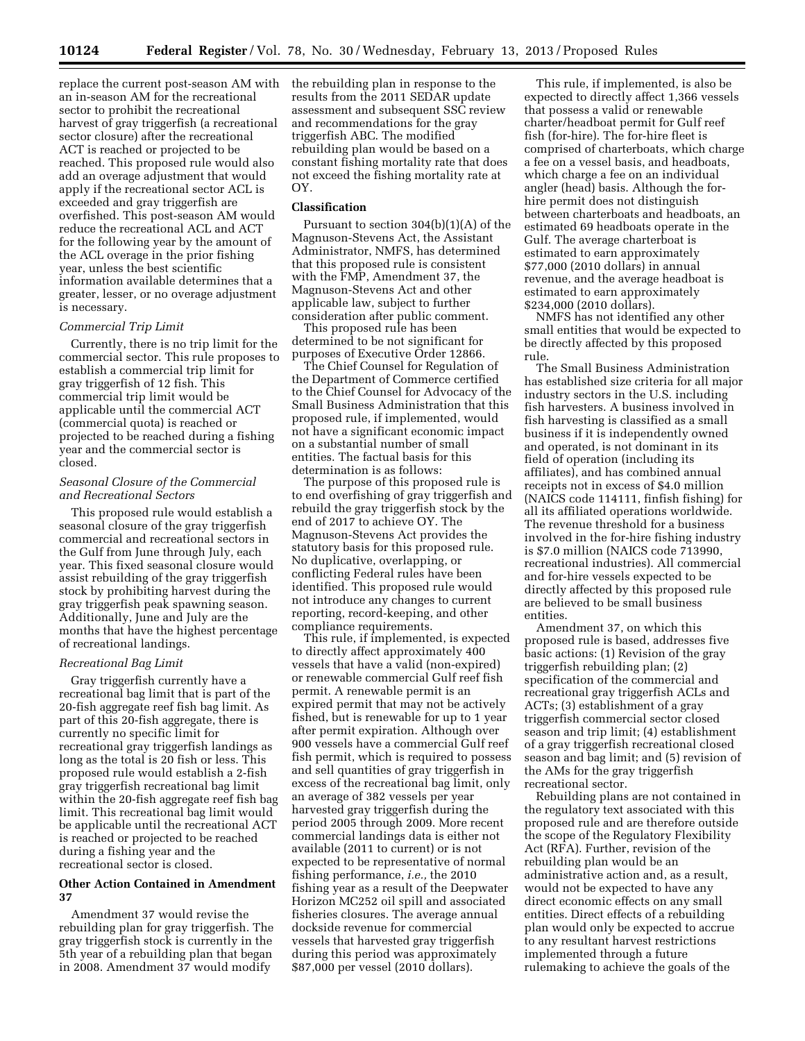replace the current post-season AM with an in-season AM for the recreational sector to prohibit the recreational harvest of gray triggerfish (a recreational sector closure) after the recreational ACT is reached or projected to be reached. This proposed rule would also add an overage adjustment that would apply if the recreational sector ACL is exceeded and gray triggerfish are overfished. This post-season AM would reduce the recreational ACL and ACT for the following year by the amount of the ACL overage in the prior fishing year, unless the best scientific information available determines that a greater, lesser, or no overage adjustment is necessary.

*Commercial Trip Limit*

Currently, there is no trip limit for the commercial sector. This rule proposes to establish a commercial trip limit for gray triggerfish of 12 fish. This commercial trip limit would be applicable until the commercial ACT (commercial quota) is reached or projected to be reached during a fishing year and the commercial sector is closed.

*Seasonal Closure of the Commercial and Recreational Sectors*

This proposed rule would establish a seasonal closure of the gray triggerfish commercial and recreational sectors in the Gulf from June through July, each year. This fixed seasonal closure would assist rebuilding of the gray triggerfish stock by prohibiting harvest during the gray triggerfish peak spawning season. Additionally, June and July are the months that have the highest percentage of recreational landings.

*Recreational Bag Limit*

Gray triggerfish currently have a recreational bag limit that is part of the 20-fish aggregate reef fish bag limit. As part of this 20-fish aggregate, there is currently no specific limit for recreational gray triggerfish landings as long as the total is 20 fish or less. This proposed rule would establish a 2-fish gray triggerfish recreational bag limit within the 20-fish aggregate reef fish bag limit. This recreational bag limit would be applicable until the recreational ACT is reached or projected to be reached during a fishing year and the recreational sector is closed.

**Other Action Contained in Amendment 37**

Amendment 37 would revise the rebuilding plan for gray triggerfish. The gray triggerfish stock is currently in the 5th year of a rebuilding plan that began in 2008. Amendment 37 would modify the rebuilding plan in response to the results from the 2011 SEDAR update assessment and subsequent SSC review and recommendations for the gray triggerfish ABC. The modified rebuilding plan would be based on a constant fishing mortality rate that does not exceed the fishing mortality rate at OY.

**Classification**

Pursuant to section 304(b)(1)(A) of the Magnuson-Stevens Act, the Assistant Administrator, NMFS, has determined that this proposed rule is consistent with the FMP, Amendment 37, the Magnuson-Stevens Act and other applicable law, subject to further consideration after public comment.

This proposed rule has been determined to be not significant for purposes of Executive Order 12866.

The Chief Counsel for Regulation of the Department of Commerce certified to the Chief Counsel for Advocacy of the Small Business Administration that this proposed rule, if implemented, would not have a significant economic impact on a substantial number of small entities. The factual basis for this determination is as follows:

The purpose of this proposed rule is to end overfishing of gray triggerfish and rebuild the gray triggerfish stock by the end of 2017 to achieve OY. The Magnuson-Stevens Act provides the statutory basis for this proposed rule. No duplicative, overlapping, or conflicting Federal rules have been identified. This proposed rule would not introduce any changes to current reporting, record-keeping, and other compliance requirements.

This rule, if implemented, is expected to directly affect approximately 400 vessels that have a valid (non-expired) or renewable commercial Gulf reef fish permit. A renewable permit is an expired permit that may not be actively fished, but is renewable for up to 1 year after permit expiration. Although over 900 vessels have a commercial Gulf reef fish permit, which is required to possess and sell quantities of gray triggerfish in excess of the recreational bag limit, only an average of 382 vessels per year harvested gray triggerfish during the period 2005 through 2009. More recent commercial landings data is either not available (2011 to current) or is not expected to be representative of normal fishing performance, *i.e.,* the 2010 fishing year as a result of the Deepwater Horizon MC252 oil spill and associated fisheries closures. The average annual dockside revenue for commercial vessels that harvested gray triggerfish during this period was approximately $87,000 per vessel (2010 dollars).

This rule, if implemented, is also be expected to directly affect 1,366 vessels that possess a valid or renewable charter/headboat permit for Gulf reef fish (for-hire). The for-hire fleet is comprised of charterboats, which charge a fee on a vessel basis, and headboats, which charge a fee on an individual angler (head) basis. Although the for-hire permit does not distinguish between charterboats and headboats, an estimated 69 headboats operate in the Gulf. The average charterboat is estimated to earn approximately $77,000 (2010 dollars) in annual revenue, and the average headboat is estimated to earn approximately $234,000 (2010 dollars).

NMFS has not identified any other small entities that would be expected to be directly affected by this proposed rule.

The Small Business Administration has established size criteria for all major industry sectors in the U.S. including fish harvesters. A business involved in fish harvesting is classified as a small business if it is independently owned and operated, is not dominant in its field of operation (including its affiliates), and has combined annual receipts not in excess of $4.0 million (NAICS code 114111, finfish fishing) for all its affiliated operations worldwide. The revenue threshold for a business involved in the for-hire fishing industry is $7.0 million (NAICS code 713990, recreational industries). All commercial and for-hire vessels expected to be directly affected by this proposed rule are believed to be small business entities.

Amendment 37, on which this proposed rule is based, addresses five basic actions: (1) Revision of the gray triggerfish rebuilding plan; (2) specification of the commercial and recreational gray triggerfish ACLs and ACTs; (3) establishment of a gray triggerfish commercial sector closed season and trip limit; (4) establishment of a gray triggerfish recreational closed season and bag limit; and (5) revision of the AMs for the gray triggerfish recreational sector.

Rebuilding plans are not contained in the regulatory text associated with this proposed rule and are therefore outside the scope of the Regulatory Flexibility Act (RFA). Further, revision of the rebuilding plan would be an administrative action and, as a result, would not be expected to have any direct economic effects on any small entities. Direct effects of a rebuilding plan would only be expected to accrue to any resultant harvest restrictions implemented through a future rulemaking to achieve the goals of the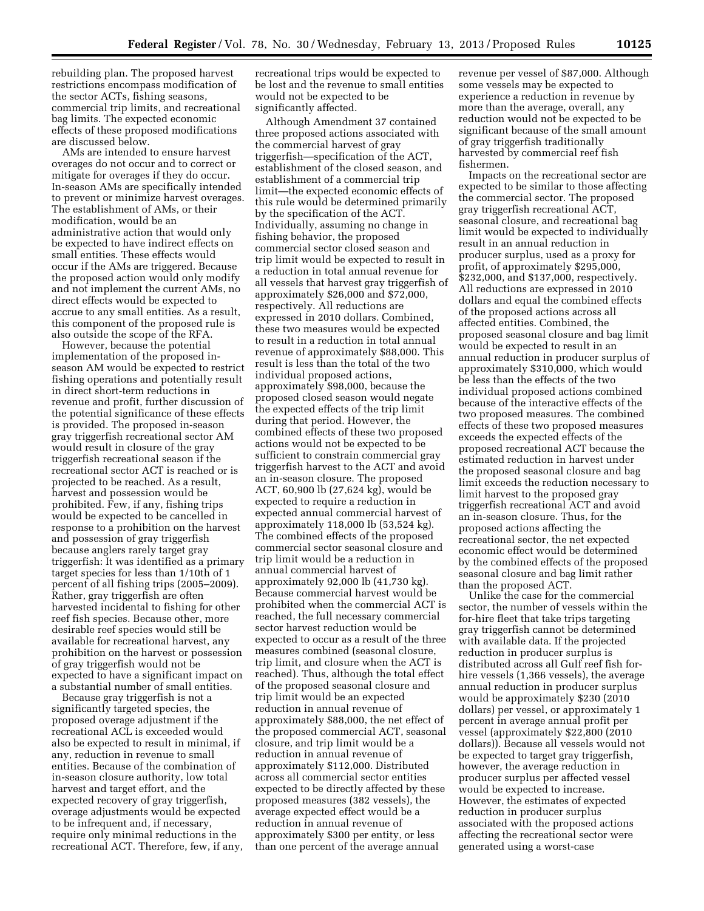rebuilding plan. The proposed harvest restrictions encompass modification of the sector ACTs, fishing seasons, commercial trip limits, and recreational bag limits. The expected economic effects of these proposed modifications are discussed below.

AMs are intended to ensure harvest overages do not occur and to correct or mitigate for overages if they do occur. In-season AMs are specifically intended to prevent or minimize harvest overages. The establishment of AMs, or their modification, would be an administrative action that would only be expected to have indirect effects on small entities. These effects would occur if the AMs are triggered. Because the proposed action would only modify and not implement the current AMs, no direct effects would be expected to accrue to any small entities. As a result, this component of the proposed rule is also outside the scope of the RFA.

However, because the potential implementation of the proposed in-season AM would be expected to restrict fishing operations and potentially result in direct short-term reductions in revenue and profit, further discussion of the potential significance of these effects is provided. The proposed in-season gray triggerfish recreational sector AM would result in closure of the gray triggerfish recreational season if the recreational sector ACT is reached or is projected to be reached. As a result, harvest and possession would be prohibited. Few, if any, fishing trips would be expected to be cancelled in response to a prohibition on the harvest and possession of gray triggerfish because anglers rarely target gray triggerfish: It was identified as a primary target species for less than 1/10th of 1 percent of all fishing trips (2005–2009). Rather, gray triggerfish are often harvested incidental to fishing for other reef fish species. Because other, more desirable reef species would still be available for recreational harvest, any prohibition on the harvest or possession of gray triggerfish would not be expected to have a significant impact on a substantial number of small entities.

Because gray triggerfish is not a significantly targeted species, the proposed overage adjustment if the recreational ACL is exceeded would also be expected to result in minimal, if any, reduction in revenue to small entities. Because of the combination of in-season closure authority, low total harvest and target effort, and the expected recovery of gray triggerfish, overage adjustments would be expected to be infrequent and, if necessary, require only minimal reductions in the recreational ACT. Therefore, few, if any, recreational trips would be expected to be lost and the revenue to small entities would not be expected to be significantly affected.

Although Amendment 37 contained three proposed actions associated with the commercial harvest of gray triggerfish—specification of the ACT, establishment of the closed season, and establishment of a commercial trip limit—the expected economic effects of this rule would be determined primarily by the specification of the ACT. Individually, assuming no change in fishing behavior, the proposed commercial sector closed season and trip limit would be expected to result in a reduction in total annual revenue for all vessels that harvest gray triggerfish of approximately $26,000 and $72,000, respectively. All reductions are expressed in 2010 dollars. Combined, these two measures would be expected to result in a reduction in total annual revenue of approximately $88,000. This result is less than the total of the two individual proposed actions, approximately $98,000, because the proposed closed season would negate the expected effects of the trip limit during that period. However, the combined effects of these two proposed actions would not be expected to be sufficient to constrain commercial gray triggerfish harvest to the ACT and avoid an in-season closure. The proposed ACT, 60,900 lb (27,624 kg), would be expected to require a reduction in expected annual commercial harvest of approximately 118,000 lb (53,524 kg). The combined effects of the proposed commercial sector seasonal closure and trip limit would be a reduction in annual commercial harvest of approximately 92,000 lb (41,730 kg). Because commercial harvest would be prohibited when the commercial ACT is reached, the full necessary commercial sector harvest reduction would be expected to occur as a result of the three measures combined (seasonal closure, trip limit, and closure when the ACT is reached). Thus, although the total effect of the proposed seasonal closure and trip limit would be an expected reduction in annual revenue of approximately $88,000, the net effect of the proposed commercial ACT, seasonal closure, and trip limit would be a reduction in annual revenue of approximately $112,000. Distributed across all commercial sector entities expected to be directly affected by these proposed measures (382 vessels), the average expected effect would be a reduction in annual revenue of approximately $300 per entity, or less than one percent of the average annual revenue per vessel of $87,000. Although some vessels may be expected to experience a reduction in revenue by more than the average, overall, any reduction would not be expected to be significant because of the small amount of gray triggerfish traditionally harvested by commercial reef fish fishermen.

Impacts on the recreational sector are expected to be similar to those affecting the commercial sector. The proposed gray triggerfish recreational ACT, seasonal closure, and recreational bag limit would be expected to individually result in an annual reduction in producer surplus, used as a proxy for profit, of approximately $295,000, $232,000, and $137,000, respectively. All reductions are expressed in 2010 dollars and equal the combined effects of the proposed actions across all affected entities. Combined, the proposed seasonal closure and bag limit would be expected to result in an annual reduction in producer surplus of approximately $310,000, which would be less than the effects of the two individual proposed actions combined because of the interactive effects of the two proposed measures. The combined effects of these two proposed measures exceeds the expected effects of the proposed recreational ACT because the estimated reduction in harvest under the proposed seasonal closure and bag limit exceeds the reduction necessary to limit harvest to the proposed gray triggerfish recreational ACT and avoid an in-season closure. Thus, for the proposed actions affecting the recreational sector, the net expected economic effect would be determined by the combined effects of the proposed seasonal closure and bag limit rather than the proposed ACT.

Unlike the case for the commercial sector, the number of vessels within the for-hire fleet that take trips targeting gray triggerfish cannot be determined with available data. If the projected reduction in producer surplus is distributed across all Gulf reef fish for-hire vessels (1,366 vessels), the average annual reduction in producer surplus would be approximately $230 (2010 dollars) per vessel, or approximately 1 percent in average annual profit per vessel (approximately $22,800 (2010 dollars)). Because all vessels would not be expected to target gray triggerfish, however, the average reduction in producer surplus per affected vessel would be expected to increase. However, the estimates of expected reduction in producer surplus associated with the proposed actions affecting the recreational sector were generated using a worst-case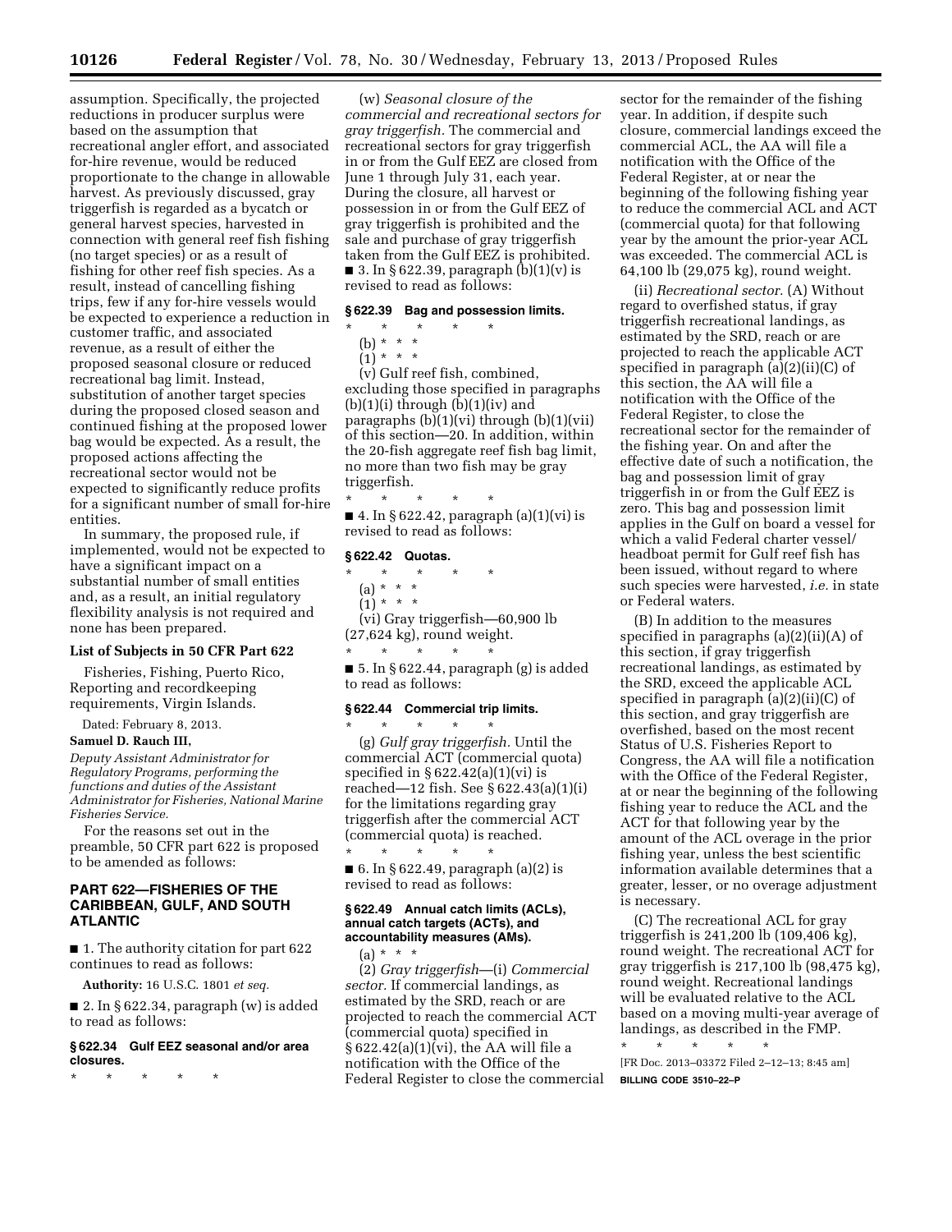assumption. Specifically, the projected reductions in producer surplus were based on the assumption that recreational angler effort, and associated for-hire revenue, would be reduced proportionate to the change in allowable harvest. As previously discussed, gray triggerfish is regarded as a bycatch or general harvest species, harvested in connection with general reef fish fishing (no target species) or as a result of fishing for other reef fish species. As a result, instead of cancelling fishing trips, few if any for-hire vessels would be expected to experience a reduction in customer traffic, and associated revenue, as a result of either the proposed seasonal closure or reduced recreational bag limit. Instead, substitution of another target species during the proposed closed season and continued fishing at the proposed lower bag would be expected. As a result, the proposed actions affecting the recreational sector would not be expected to significantly reduce profits for a significant number of small for-hire entities.

In summary, the proposed rule, if implemented, would not be expected to have a significant impact on a substantial number of small entities and, as a result, an initial regulatory flexibility analysis is not required and none has been prepared.

### List of Subjects in 50 CFR Part 622

Fisheries, Fishing, Puerto Rico, Reporting and recordkeeping requirements, Virgin Islands.

Dated: February 8, 2013.

**Samuel D. Rauch III,**

*Deputy Assistant Administrator for Regulatory Programs, performing the functions and duties of the Assistant Administrator for Fisheries, National Marine Fisheries Service.*

For the reasons set out in the preamble, 50 CFR part 622 is proposed to be amended as follows:

## PART 622—FISHERIES OF THE CARIBBEAN, GULF, AND SOUTH ATLANTIC

■ 1. The authority citation for part 622 continues to read as follows:

**Authority:** 16 U.S.C. 1801 *et seq.*

■ 2. In § 622.34, paragraph (w) is added to read as follows:

### § 622.34 Gulf EEZ seasonal and/or area closures.

\* \* \* \* \*

(w) *Seasonal closure of the commercial and recreational sectors for gray triggerfish.* The commercial and recreational sectors for gray triggerfish in or from the Gulf EEZ are closed from June 1 through July 31, each year. During the closure, all harvest or possession in or from the Gulf EEZ of gray triggerfish is prohibited and the sale and purchase of gray triggerfish taken from the Gulf EEZ is prohibited.

■ 3. In § 622.39, paragraph (b)(1)(v) is revised to read as follows:

### § 622.39 Bag and possession limits.

\* \* \* \* \*

(b) \* \* \*

(1) \* \* \*

(v) Gulf reef fish, combined, excluding those specified in paragraphs (b)(1)(i) through (b)(1)(iv) and paragraphs (b)(1)(vi) through (b)(1)(vii) of this section—20. In addition, within the 20-fish aggregate reef fish bag limit, no more than two fish may be gray triggerfish.

\* \* \* \* \*

■ 4. In § 622.42, paragraph (a)(1)(vi) is revised to read as follows:

### § 622.42 Quotas.

\* \* \* \* \*

(a) \* \* \*

(1) \* \* \*

(vi) Gray triggerfish—60,900 lb (27,624 kg), round weight.

\* \* \* \* \*

■ 5. In § 622.44, paragraph (g) is added to read as follows:

### § 622.44 Commercial trip limits.

\* \* \* \* \*

(g) *Gulf gray triggerfish.* Until the commercial ACT (commercial quota) specified in § 622.42(a)(1)(vi) is reached—12 fish. See § 622.43(a)(1)(i) for the limitations regarding gray triggerfish after the commercial ACT (commercial quota) is reached.

\* \* \* \* \*

■ 6. In § 622.49, paragraph (a)(2) is revised to read as follows:

### § 622.49 Annual catch limits (ACLs), annual catch targets (ACTs), and accountability measures (AMs).

(a) \* \* \*

(2) *Gray triggerfish*—(i) *Commercial sector.* If commercial landings, as estimated by the SRD, reach or are projected to reach the commercial ACT (commercial quota) specified in § 622.42(a)(1)(vi), the AA will file a notification with the Office of the Federal Register to close the commercial sector for the remainder of the fishing year. In addition, if despite such closure, commercial landings exceed the commercial ACL, the AA will file a notification with the Office of the Federal Register, at or near the beginning of the following fishing year to reduce the commercial ACL and ACT (commercial quota) for that following year by the amount the prior-year ACL was exceeded. The commercial ACL is 64,100 lb (29,075 kg), round weight.

(ii) *Recreational sector.* (A) Without regard to overfished status, if gray triggerfish recreational landings, as estimated by the SRD, reach or are projected to reach the applicable ACT specified in paragraph (a)(2)(ii)(C) of this section, the AA will file a notification with the Office of the Federal Register, to close the recreational sector for the remainder of the fishing year. On and after the effective date of such a notification, the bag and possession limit of gray triggerfish in or from the Gulf EEZ is zero. This bag and possession limit applies in the Gulf on board a vessel for which a valid Federal charter vessel/headboat permit for Gulf reef fish has been issued, without regard to where such species were harvested, *i.e.* in state or Federal waters.

(B) In addition to the measures specified in paragraphs (a)(2)(ii)(A) of this section, if gray triggerfish recreational landings, as estimated by the SRD, exceed the applicable ACL specified in paragraph (a)(2)(ii)(C) of this section, and gray triggerfish are overfished, based on the most recent Status of U.S. Fisheries Report to Congress, the AA will file a notification with the Office of the Federal Register, at or near the beginning of the following fishing year to reduce the ACL and the ACT for that following year by the amount of the ACL overage in the prior fishing year, unless the best scientific information available determines that a greater, lesser, or no overage adjustment is necessary.

(C) The recreational ACL for gray triggerfish is 241,200 lb (109,406 kg), round weight. The recreational ACT for gray triggerfish is 217,100 lb (98,475 kg), round weight. Recreational landings will be evaluated relative to the ACL based on a moving multi-year average of landings, as described in the FMP.

\* \* \* \* \*

[FR Doc. 2013–03372 Filed 2–12–13; 8:45 am]

**BILLING CODE 3510–22–P**